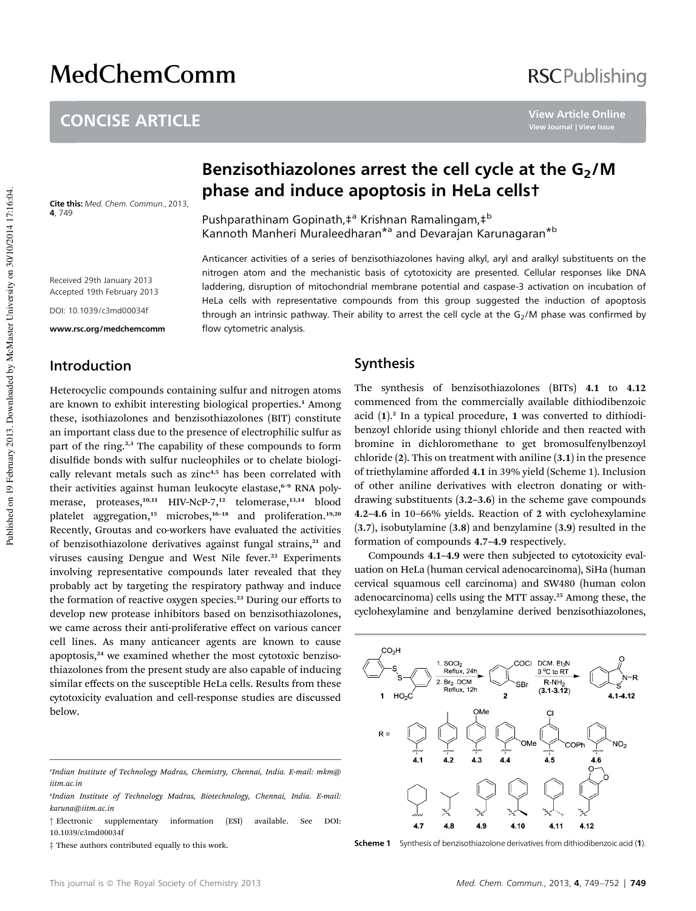# Benzisothiazolones arrest the cell cycle at the $G_2$/M phase and induce apoptosis in HeLa cells†

Cite this: *Med. Chem. Commun.*, 2013, **4**, 749

Pushparathinam Gopinath,‡[a] Krishnan Ramalingam,‡[b] Kannoth Manheri Muraleedharan*[a] and Devarajan Karunagaran*[b]

Received 29th January 2013
Accepted 19th February 2013

DOI: 10.1039/c3md00034f

www.rsc.org/medchemcomm

Anticancer activities of a series of benzisothiazolones having alkyl, aryl and aralkyl substituents on the nitrogen atom and the mechanistic basis of cytotoxicity are presented. Cellular responses like DNA laddering, disruption of mitochondrial membrane potential and caspase-3 activation on incubation of HeLa cells with representative compounds from this group suggested the induction of apoptosis through an intrinsic pathway. Their ability to arrest the cell cycle at the $G_2$/M phase was confirmed by flow cytometric analysis.

## Introduction

Heterocyclic compounds containing sulfur and nitrogen atoms are known to exhibit interesting biological properties.[1] Among these, isothiazolones and benzisothiazolones (BIT) constitute an important class due to the presence of electrophilic sulfur as part of the ring.[2,3] The capability of these compounds to form disulfide bonds with sulfur nucleophiles or to chelate biologically relevant metals such as zinc[4,5] has been correlated with their activities against human leukocyte elastase,[6–9] RNA polymerase, proteases,[10,11] HIV-NcP-7,[12] telomerase,[13,14] blood platelet aggregation,[15] microbes,[16–18] and proliferation.[19,20] Recently, Groutas and co-workers have evaluated the activities of benzisothiazolone derivatives against fungal strains,[21] and viruses causing Dengue and West Nile fever.[22] Experiments involving representative compounds later revealed that they probably act by targeting the respiratory pathway and induce the formation of reactive oxygen species.[23] During our efforts to develop new protease inhibitors based on benzisothiazolones, we came across their anti-proliferative effect on various cancer cell lines. As many anticancer agents are known to cause apoptosis,[24] we examined whether the most cytotoxic benzisothiazolones from the present study are also capable of inducing similar effects on the susceptible HeLa cells. Results from these cytotoxicity evaluation and cell-response studies are discussed below.

## Synthesis

The synthesis of benzisothiazolones (BITs) **4.1** to **4.12** commenced from the commercially available dithiodibenzoic acid (**1**).[2] In a typical procedure, **1** was converted to dithiodibenzoyl chloride using thionyl chloride and then reacted with bromine in dichloromethane to get bromosulfenylbenzoyl chloride (**2**). This on treatment with aniline (**3.1**) in the presence of triethylamine afforded **4.1** in 39% yield (Scheme 1). Inclusion of other aniline derivatives with electron donating or withdrawing substituents (**3.2–3.6**) in the scheme gave compounds **4.2–4.6** in 10–66% yields. Reaction of **2** with cyclohexylamine (**3.7**), isobutylamine (**3.8**) and benzylamine (**3.9**) resulted in the formation of compounds **4.7–4.9** respectively.

Compounds **4.1–4.9** were then subjected to cytotoxicity evaluation on HeLa (human cervical adenocarcinoma), SiHa (human cervical squamous cell carcinoma) and SW480 (human colon adenocarcinoma) cells using the MTT assay.[25] Among these, the cyclohexylamine and benzylamine derived benzisothiazolones,

**Scheme 1** Synthesis of benzisothiazolone derivatives from dithiodibenzoic acid (**1**).

[a]Indian Institute of Technology Madras, Chemistry, Chennai, India. E-mail: mkm@iitm.ac.in

[b]Indian Institute of Technology Madras, Biotechnology, Chennai, India. E-mail: karuna@iitm.ac.in

† Electronic supplementary information (ESI) available. See DOI: 10.1039/c3md00034f

‡ These authors contributed equally to this work.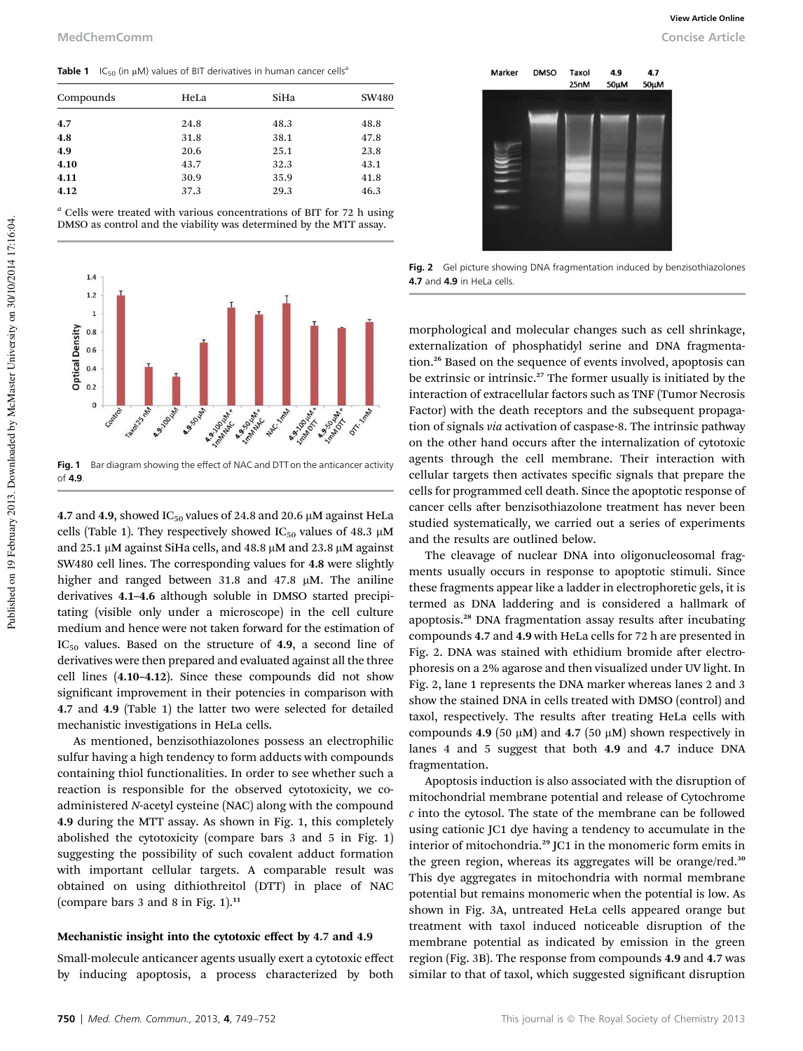**Table 1** $IC_{50}$ (in μM) values of BIT derivatives in human cancer cells[a]

| Compounds | HeLa | SiHa | SW480 |
|---|---|---|---|
| **4.7** | 24.8 | 48.3 | 48.8 |
| **4.8** | 31.8 | 38.1 | 47.8 |
| **4.9** | 20.6 | 25.1 | 23.8 |
| **4.10** | 43.7 | 32.3 | 43.1 |
| **4.11** | 30.9 | 35.9 | 41.8 |
| **4.12** | 37.3 | 29.3 | 46.3 |

[a] Cells were treated with various concentrations of BIT for 72 h using DMSO as control and the viability was determined by the MTT assay.

**Fig. 1** Bar diagram showing the effect of NAC and DTT on the anticancer activity of **4.9**.

**4.7** and **4.9**, showed $IC_{50}$ values of 24.8 and 20.6 μM against HeLa cells (Table 1). They respectively showed $IC_{50}$ values of 48.3 μM and 25.1 μM against SiHa cells, and 48.8 μM and 23.8 μM against SW480 cell lines. The corresponding values for **4.8** were slightly higher and ranged between 31.8 and 47.8 μM. The aniline derivatives **4.1–4.6** although soluble in DMSO started precipitating (visible only under a microscope) in the cell culture medium and hence were not taken forward for the estimation of $IC_{50}$ values. Based on the structure of **4.9**, a second line of derivatives were then prepared and evaluated against all the three cell lines (**4.10–4.12**). Since these compounds did not show significant improvement in their potencies in comparison with **4.7** and **4.9** (Table 1) the latter two were selected for detailed mechanistic investigations in HeLa cells.

As mentioned, benzisothiazolones possess an electrophilic sulfur having a high tendency to form adducts with compounds containing thiol functionalities. In order to see whether such a reaction is responsible for the observed cytotoxicity, we co-administered *N*-acetyl cysteine (NAC) along with the compound **4.9** during the MTT assay. As shown in Fig. 1, this completely abolished the cytotoxicity (compare bars 3 and 5 in Fig. 1) suggesting the possibility of such covalent adduct formation with important cellular targets. A comparable result was obtained on using dithiothreitol (DTT) in place of NAC (compare bars 3 and 8 in Fig. 1).[11]

### Mechanistic insight into the cytotoxic effect by 4.7 and 4.9

Small-molecule anticancer agents usually exert a cytotoxic effect by inducing apoptosis, a process characterized by both morphological and molecular changes such as cell shrinkage, externalization of phosphatidyl serine and DNA fragmentation.[26] Based on the sequence of events involved, apoptosis can be extrinsic or intrinsic.[27] The former usually is initiated by the interaction of extracellular factors such as TNF (Tumor Necrosis Factor) with the death receptors and the subsequent propagation of signals *via* activation of caspase-8. The intrinsic pathway on the other hand occurs after the internalization of cytotoxic agents through the cell membrane. Their interaction with cellular targets then activates specific signals that prepare the cells for programmed cell death. Since the apoptotic response of cancer cells after benzisothiazolone treatment has never been studied systematically, we carried out a series of experiments and the results are outlined below.

**Fig. 2** Gel picture showing DNA fragmentation induced by benzisothiazolones **4.7** and **4.9** in HeLa cells.

The cleavage of nuclear DNA into oligonucleosomal fragments usually occurs in response to apoptotic stimuli. Since these fragments appear like a ladder in electrophoretic gels, it is termed as DNA laddering and is considered a hallmark of apoptosis.[28] DNA fragmentation assay results after incubating compounds **4.7** and **4.9** with HeLa cells for 72 h are presented in Fig. 2. DNA was stained with ethidium bromide after electrophoresis on a 2% agarose and then visualized under UV light. In Fig. 2, lane 1 represents the DNA marker whereas lanes 2 and 3 show the stained DNA in cells treated with DMSO (control) and taxol, respectively. The results after treating HeLa cells with compounds **4.9** (50 μM) and **4.7** (50 μM) shown respectively in lanes 4 and 5 suggest that both **4.9** and **4.7** induce DNA fragmentation.

Apoptosis induction is also associated with the disruption of mitochondrial membrane potential and release of Cytochrome *c* into the cytosol. The state of the membrane can be followed using cationic JC1 dye having a tendency to accumulate in the interior of mitochondria.[29] JC1 in the monomeric form emits in the green region, whereas its aggregates will be orange/red.[30] This dye aggregates in mitochondria with normal membrane potential but remains monomeric when the potential is low. As shown in Fig. 3A, untreated HeLa cells appeared orange but treatment with taxol induced noticeable disruption of the membrane potential as indicated by emission in the green region (Fig. 3B). The response from compounds **4.9** and **4.7** was similar to that of taxol, which suggested significant disruption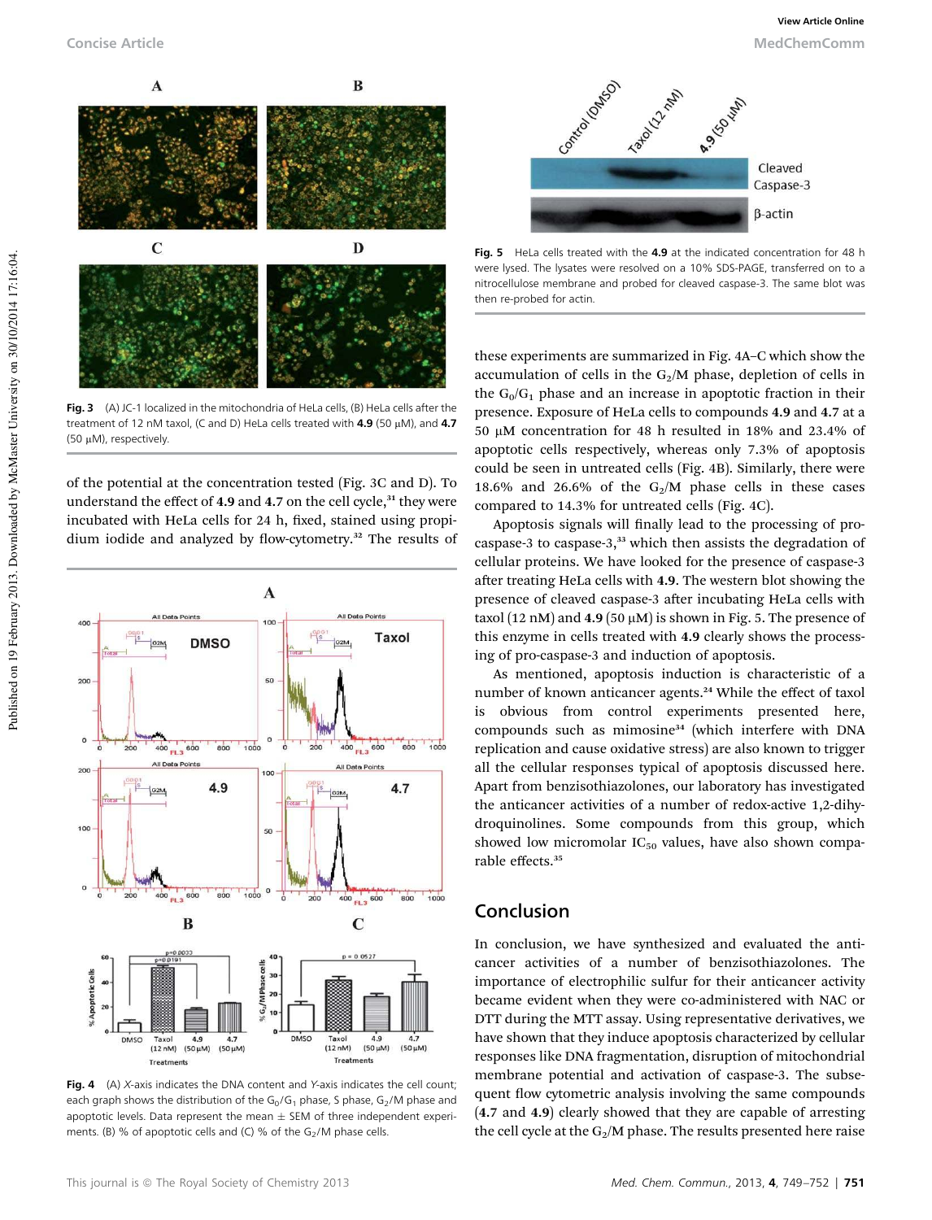Fig. 3 (A) JC-1 localized in the mitochondria of HeLa cells, (B) HeLa cells after the treatment of 12 nM taxol, (C and D) HeLa cells treated with **4.9** (50 μM), and **4.7** (50 μM), respectively.

of the potential at the concentration tested (Fig. 3C and D). To understand the effect of **4.9** and **4.7** on the cell cycle,[31] they were incubated with HeLa cells for 24 h, fixed, stained using propidium iodide and analyzed by flow-cytometry.[32] The results of

Fig. 4 (A) *X*-axis indicates the DNA content and *Y*-axis indicates the cell count; each graph shows the distribution of the $G_0/G_1$ phase, S phase, $G_2/M$ phase and apoptotic levels. Data represent the mean ± SEM of three independent experiments. (B) % of apoptotic cells and (C) % of the $G_2/M$ phase cells.

Fig. 5 HeLa cells treated with the **4.9** at the indicated concentration for 48 h were lysed. The lysates were resolved on a 10% SDS-PAGE, transferred on to a nitrocellulose membrane and probed for cleaved caspase-3. The same blot was then re-probed for actin.

these experiments are summarized in Fig. 4A–C which show the accumulation of cells in the $G_2/M$ phase, depletion of cells in the $G_0/G_1$ phase and an increase in apoptotic fraction in their presence. Exposure of HeLa cells to compounds **4.9** and **4.7** at a 50 μM concentration for 48 h resulted in 18% and 23.4% of apoptotic cells respectively, whereas only 7.3% of apoptosis could be seen in untreated cells (Fig. 4B). Similarly, there were 18.6% and 26.6% of the $G_2/M$ phase cells in these cases compared to 14.3% for untreated cells (Fig. 4C).

Apoptosis signals will finally lead to the processing of pro-caspase-3 to caspase-3,[33] which then assists the degradation of cellular proteins. We have looked for the presence of caspase-3 after treating HeLa cells with **4.9**. The western blot showing the presence of cleaved caspase-3 after incubating HeLa cells with taxol (12 nM) and **4.9** (50 μM) is shown in Fig. 5. The presence of this enzyme in cells treated with **4.9** clearly shows the processing of pro-caspase-3 and induction of apoptosis.

As mentioned, apoptosis induction is characteristic of a number of known anticancer agents.[24] While the effect of taxol is obvious from control experiments presented here, compounds such as mimosine[34] (which interfere with DNA replication and cause oxidative stress) are also known to trigger all the cellular responses typical of apoptosis discussed here. Apart from benzisothiazolones, our laboratory has investigated the anticancer activities of a number of redox-active 1,2-dihydroquinolines. Some compounds from this group, which showed low micromolar $IC_{50}$ values, have also shown comparable effects.[35]

## Conclusion

In conclusion, we have synthesized and evaluated the anticancer activities of a number of benzisothiazolones. The importance of electrophilic sulfur for their anticancer activity became evident when they were co-administered with NAC or DTT during the MTT assay. Using representative derivatives, we have shown that they induce apoptosis characterized by cellular responses like DNA fragmentation, disruption of mitochondrial membrane potential and activation of caspase-3. The subsequent flow cytometric analysis involving the same compounds (**4.7** and **4.9**) clearly showed that they are capable of arresting the cell cycle at the $G_2/M$ phase. The results presented here raise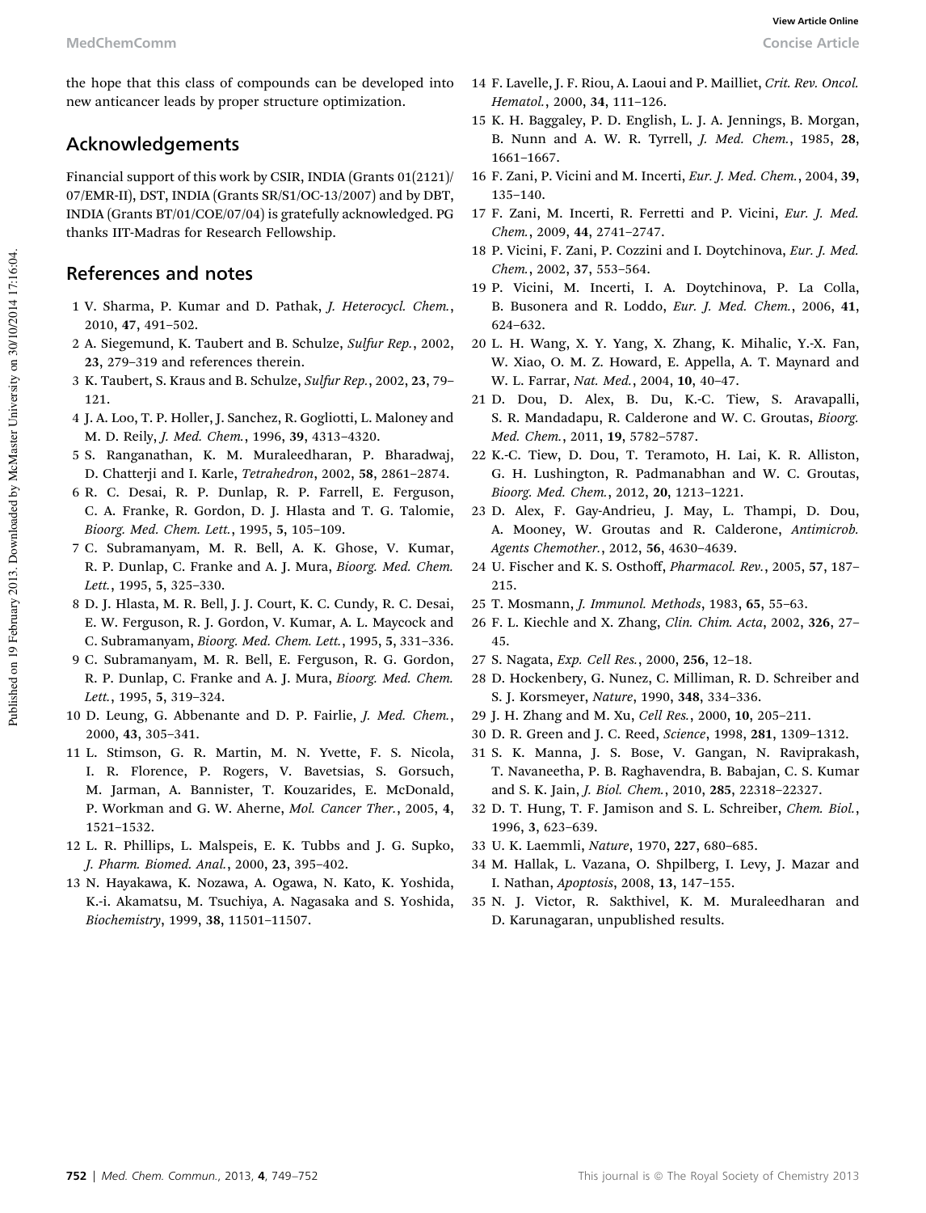the hope that this class of compounds can be developed into new anticancer leads by proper structure optimization.

## Acknowledgements

Financial support of this work by CSIR, INDIA (Grants 01(2121)/07/EMR-II), DST, INDIA (Grants SR/S1/OC-13/2007) and by DBT, INDIA (Grants BT/01/COE/07/04) is gratefully acknowledged. PG thanks IIT-Madras for Research Fellowship.

## References and notes

1 V. Sharma, P. Kumar and D. Pathak, *J. Heterocycl. Chem.*, 2010, **47**, 491–502.

2 A. Siegemund, K. Taubert and B. Schulze, *Sulfur Rep.*, 2002, **23**, 279–319 and references therein.

3 K. Taubert, S. Kraus and B. Schulze, *Sulfur Rep.*, 2002, **23**, 79–121.

4 J. A. Loo, T. P. Holler, J. Sanchez, R. Gogliotti, L. Maloney and M. D. Reily, *J. Med. Chem.*, 1996, **39**, 4313–4320.

5 S. Ranganathan, K. M. Muraleedharan, P. Bharadwaj, D. Chatterji and I. Karle, *Tetrahedron*, 2002, **58**, 2861–2874.

6 R. C. Desai, R. P. Dunlap, R. P. Farrell, E. Ferguson, C. A. Franke, R. Gordon, D. J. Hlasta and T. G. Talomie, *Bioorg. Med. Chem. Lett.*, 1995, **5**, 105–109.

7 C. Subramanyam, M. R. Bell, A. K. Ghose, V. Kumar, R. P. Dunlap, C. Franke and A. J. Mura, *Bioorg. Med. Chem. Lett.*, 1995, **5**, 325–330.

8 D. J. Hlasta, M. R. Bell, J. J. Court, K. C. Cundy, R. C. Desai, E. W. Ferguson, R. J. Gordon, V. Kumar, A. L. Maycock and C. Subramanyam, *Bioorg. Med. Chem. Lett.*, 1995, **5**, 331–336.

9 C. Subramanyam, M. R. Bell, E. Ferguson, R. G. Gordon, R. P. Dunlap, C. Franke and A. J. Mura, *Bioorg. Med. Chem. Lett.*, 1995, **5**, 319–324.

10 D. Leung, G. Abbenante and D. P. Fairlie, *J. Med. Chem.*, 2000, **43**, 305–341.

11 L. Stimson, G. R. Martin, M. N. Yvette, F. S. Nicola, I. R. Florence, P. Rogers, V. Bavetsias, S. Gorsuch, M. Jarman, A. Bannister, T. Kouzarides, E. McDonald, P. Workman and G. W. Aherne, *Mol. Cancer Ther.*, 2005, **4**, 1521–1532.

12 L. R. Phillips, L. Malspeis, E. K. Tubbs and J. G. Supko, *J. Pharm. Biomed. Anal.*, 2000, **23**, 395–402.

13 N. Hayakawa, K. Nozawa, A. Ogawa, N. Kato, K. Yoshida, K.-i. Akamatsu, M. Tsuchiya, A. Nagasaka and S. Yoshida, *Biochemistry*, 1999, **38**, 11501–11507.

14 F. Lavelle, J. F. Riou, A. Laoui and P. Mailliet, *Crit. Rev. Oncol. Hematol.*, 2000, **34**, 111–126.

15 K. H. Baggaley, P. D. English, L. J. A. Jennings, B. Morgan, B. Nunn and A. W. R. Tyrrell, *J. Med. Chem.*, 1985, **28**, 1661–1667.

16 F. Zani, P. Vicini and M. Incerti, *Eur. J. Med. Chem.*, 2004, **39**, 135–140.

17 F. Zani, M. Incerti, R. Ferretti and P. Vicini, *Eur. J. Med. Chem.*, 2009, **44**, 2741–2747.

18 P. Vicini, F. Zani, P. Cozzini and I. Doytchinova, *Eur. J. Med. Chem.*, 2002, **37**, 553–564.

19 P. Vicini, M. Incerti, I. A. Doytchinova, P. La Colla, B. Busonera and R. Loddo, *Eur. J. Med. Chem.*, 2006, **41**, 624–632.

20 L. H. Wang, X. Y. Yang, X. Zhang, K. Mihalic, Y.-X. Fan, W. Xiao, O. M. Z. Howard, E. Appella, A. T. Maynard and W. L. Farrar, *Nat. Med.*, 2004, **10**, 40–47.

21 D. Dou, D. Alex, B. Du, K.-C. Tiew, S. Aravapalli, S. R. Mandadapu, R. Calderone and W. C. Groutas, *Bioorg. Med. Chem.*, 2011, **19**, 5782–5787.

22 K.-C. Tiew, D. Dou, T. Teramoto, H. Lai, K. R. Alliston, G. H. Lushington, R. Padmanabhan and W. C. Groutas, *Bioorg. Med. Chem.*, 2012, **20**, 1213–1221.

23 D. Alex, F. Gay-Andrieu, J. May, L. Thampi, D. Dou, A. Mooney, W. Groutas and R. Calderone, *Antimicrob. Agents Chemother.*, 2012, **56**, 4630–4639.

24 U. Fischer and K. S. Osthoff, *Pharmacol. Rev.*, 2005, **57**, 187–215.

25 T. Mosmann, *J. Immunol. Methods*, 1983, **65**, 55–63.

26 F. L. Kiechle and X. Zhang, *Clin. Chim. Acta*, 2002, **326**, 27–45.

27 S. Nagata, *Exp. Cell Res.*, 2000, **256**, 12–18.

28 D. Hockenbery, G. Nunez, C. Milliman, R. D. Schreiber and S. J. Korsmeyer, *Nature*, 1990, **348**, 334–336.

29 J. H. Zhang and M. Xu, *Cell Res.*, 2000, **10**, 205–211.

30 D. R. Green and J. C. Reed, *Science*, 1998, **281**, 1309–1312.

31 S. K. Manna, J. S. Bose, V. Gangan, N. Raviprakash, T. Navaneetha, P. B. Raghavendra, B. Babajan, C. S. Kumar and S. K. Jain, *J. Biol. Chem.*, 2010, **285**, 22318–22327.

32 D. T. Hung, T. F. Jamison and S. L. Schreiber, *Chem. Biol.*, 1996, **3**, 623–639.

33 U. K. Laemmli, *Nature*, 1970, **227**, 680–685.

34 M. Hallak, L. Vazana, O. Shpilberg, I. Levy, J. Mazar and I. Nathan, *Apoptosis*, 2008, **13**, 147–155.

35 N. J. Victor, R. Sakthivel, K. M. Muraleedharan and D. Karunagaran, unpublished results.